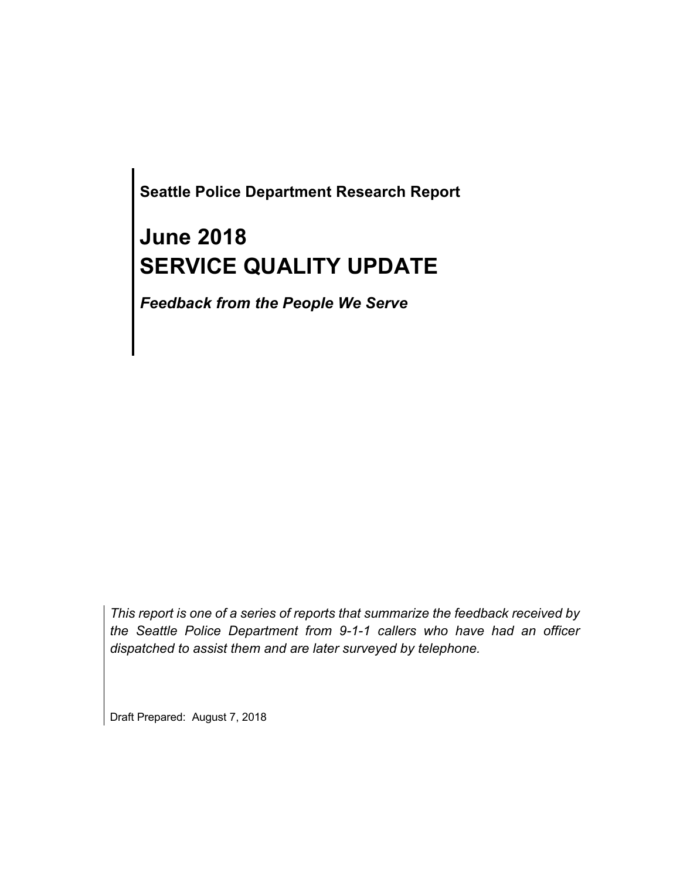**Seattle Police Department Research Report**

# June 2018
# SERVICE QUALITY UPDATE

***Feedback from the People We Serve***

*This report is one of a series of reports that summarize the feedback received by the Seattle Police Department from 9-1-1 callers who have had an officer dispatched to assist them and are later surveyed by telephone.*

Draft Prepared: August 7, 2018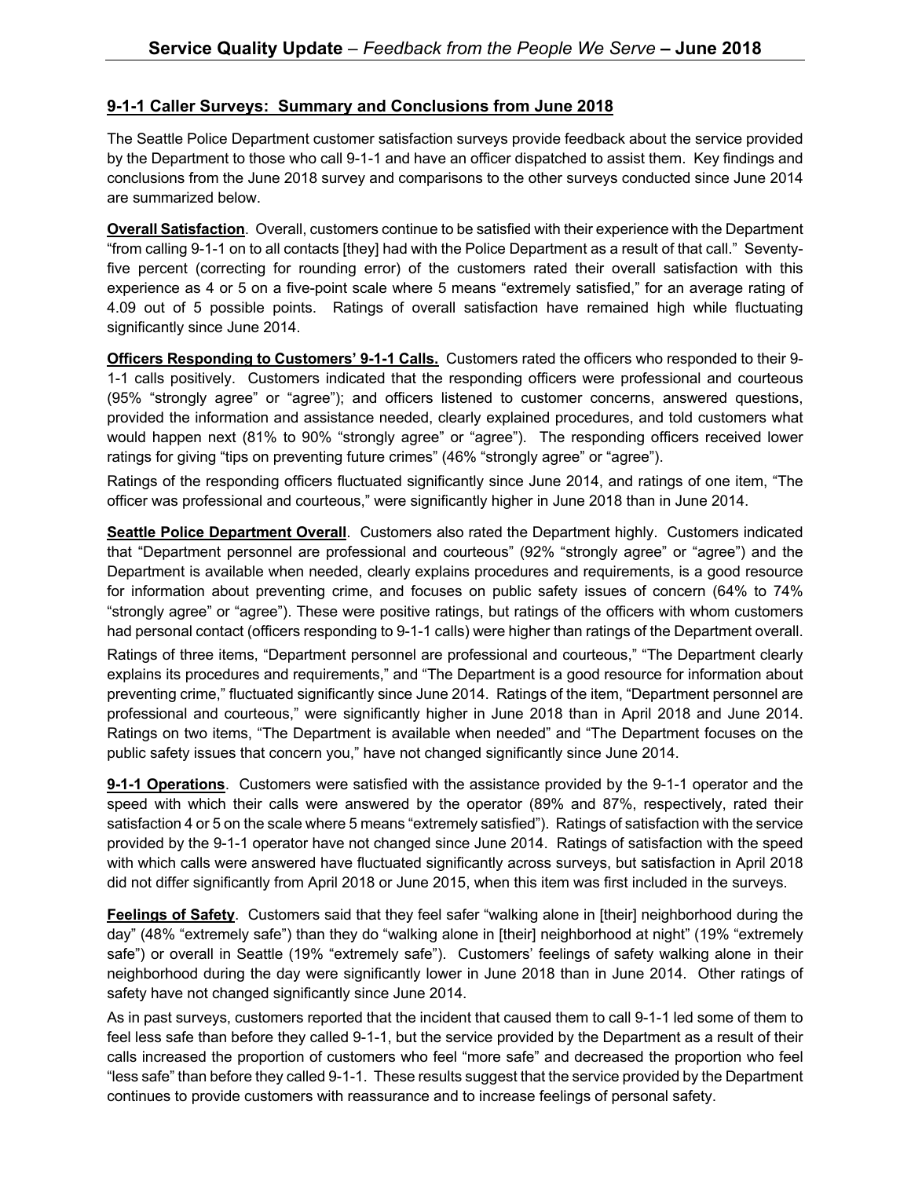## 9-1-1 Caller Surveys: Summary and Conclusions from June 2018

The Seattle Police Department customer satisfaction surveys provide feedback about the service provided by the Department to those who call 9-1-1 and have an officer dispatched to assist them. Key findings and conclusions from the June 2018 survey and comparisons to the other surveys conducted since June 2014 are summarized below.

**Overall Satisfaction**. Overall, customers continue to be satisfied with their experience with the Department "from calling 9-1-1 on to all contacts [they] had with the Police Department as a result of that call." Seventy-five percent (correcting for rounding error) of the customers rated their overall satisfaction with this experience as 4 or 5 on a five-point scale where 5 means "extremely satisfied," for an average rating of 4.09 out of 5 possible points. Ratings of overall satisfaction have remained high while fluctuating significantly since June 2014.

**Officers Responding to Customers' 9-1-1 Calls.** Customers rated the officers who responded to their 9-1-1 calls positively. Customers indicated that the responding officers were professional and courteous (95% "strongly agree" or "agree"); and officers listened to customer concerns, answered questions, provided the information and assistance needed, clearly explained procedures, and told customers what would happen next (81% to 90% "strongly agree" or "agree"). The responding officers received lower ratings for giving "tips on preventing future crimes" (46% "strongly agree" or "agree").

Ratings of the responding officers fluctuated significantly since June 2014, and ratings of one item, "The officer was professional and courteous," were significantly higher in June 2018 than in June 2014.

**Seattle Police Department Overall**. Customers also rated the Department highly. Customers indicated that "Department personnel are professional and courteous" (92% "strongly agree" or "agree") and the Department is available when needed, clearly explains procedures and requirements, is a good resource for information about preventing crime, and focuses on public safety issues of concern (64% to 74% "strongly agree" or "agree"). These were positive ratings, but ratings of the officers with whom customers had personal contact (officers responding to 9-1-1 calls) were higher than ratings of the Department overall.

Ratings of three items, "Department personnel are professional and courteous," "The Department clearly explains its procedures and requirements," and "The Department is a good resource for information about preventing crime," fluctuated significantly since June 2014. Ratings of the item, "Department personnel are professional and courteous," were significantly higher in June 2018 than in April 2018 and June 2014. Ratings on two items, "The Department is available when needed" and "The Department focuses on the public safety issues that concern you," have not changed significantly since June 2014.

**9-1-1 Operations**. Customers were satisfied with the assistance provided by the 9-1-1 operator and the speed with which their calls were answered by the operator (89% and 87%, respectively, rated their satisfaction 4 or 5 on the scale where 5 means "extremely satisfied"). Ratings of satisfaction with the service provided by the 9-1-1 operator have not changed since June 2014. Ratings of satisfaction with the speed with which calls were answered have fluctuated significantly across surveys, but satisfaction in April 2018 did not differ significantly from April 2018 or June 2015, when this item was first included in the surveys.

**Feelings of Safety**. Customers said that they feel safer "walking alone in [their] neighborhood during the day" (48% "extremely safe") than they do "walking alone in [their] neighborhood at night" (19% "extremely safe") or overall in Seattle (19% "extremely safe"). Customers' feelings of safety walking alone in their neighborhood during the day were significantly lower in June 2018 than in June 2014. Other ratings of safety have not changed significantly since June 2014.

As in past surveys, customers reported that the incident that caused them to call 9-1-1 led some of them to feel less safe than before they called 9-1-1, but the service provided by the Department as a result of their calls increased the proportion of customers who feel "more safe" and decreased the proportion who feel "less safe" than before they called 9-1-1. These results suggest that the service provided by the Department continues to provide customers with reassurance and to increase feelings of personal safety.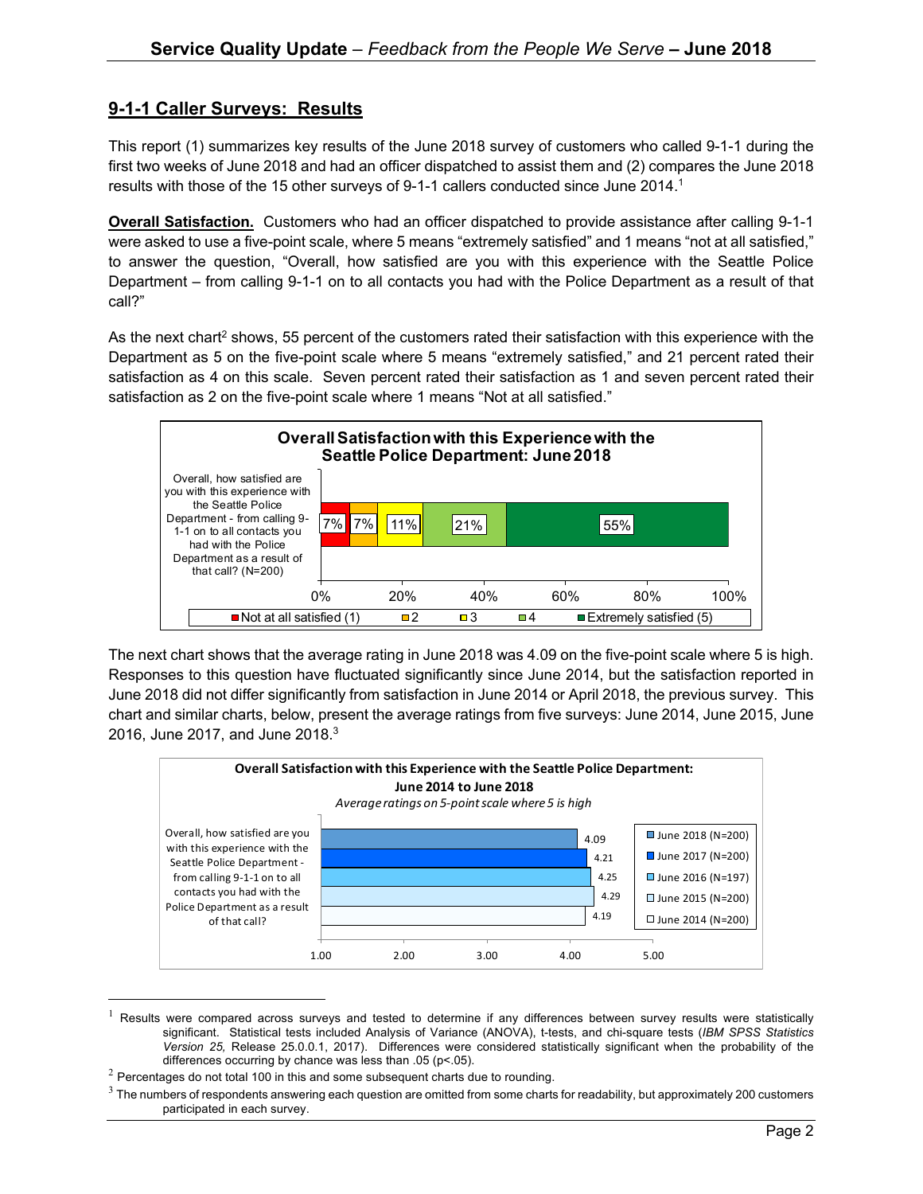## 9-1-1 Caller Surveys: Results

This report (1) summarizes key results of the June 2018 survey of customers who called 9-1-1 during the first two weeks of June 2018 and had an officer dispatched to assist them and (2) compares the June 2018 results with those of the 15 other surveys of 9-1-1 callers conducted since June 2014.[1]

**Overall Satisfaction.** Customers who had an officer dispatched to provide assistance after calling 9-1-1 were asked to use a five-point scale, where 5 means "extremely satisfied" and 1 means "not at all satisfied," to answer the question, "Overall, how satisfied are you with this experience with the Seattle Police Department – from calling 9-1-1 on to all contacts you had with the Police Department as a result of that call?"

As the next chart[2] shows, 55 percent of the customers rated their satisfaction with this experience with the Department as 5 on the five-point scale where 5 means "extremely satisfied," and 21 percent rated their satisfaction as 4 on this scale. Seven percent rated their satisfaction as 1 and seven percent rated their satisfaction as 2 on the five-point scale where 1 means "Not at all satisfied."

**Overall Satisfaction with this Experience with the Seattle Police Department: June 2018**

| Question | Not at all satisfied (1) | 2 | 3 | 4 | Extremely satisfied (5) |
|---|---|---|---|---|---|
| Overall, how satisfied are you with this experience with the Seattle Police Department - from calling 9-1-1 on to all contacts you had with the Police Department as a result of that call? (N=200) | 7% | 7% | 11% | 21% | 55% |

The next chart shows that the average rating in June 2018 was 4.09 on the five-point scale where 5 is high. Responses to this question have fluctuated significantly since June 2014, but the satisfaction reported in June 2018 did not differ significantly from satisfaction in June 2014 or April 2018, the previous survey. This chart and similar charts, below, present the average ratings from five surveys: June 2014, June 2015, June 2016, June 2017, and June 2018.[3]

**Overall Satisfaction with this Experience with the Seattle Police Department: June 2014 to June 2018**

*Average ratings on 5-point scale where 5 is high*

| Question | June 2018 (N=200) | June 2017 (N=200) | June 2016 (N=197) | June 2015 (N=200) | June 2014 (N=200) |
|---|---|---|---|---|---|
| Overall, how satisfied are you with this experience with the Seattle Police Department - from calling 9-1-1 on to all contacts you had with the Police Department as a result of that call? | 4.09 | 4.21 | 4.25 | 4.29 | 4.19 |

---

[1] Results were compared across surveys and tested to determine if any differences between survey results were statistically significant. Statistical tests included Analysis of Variance (ANOVA), t-tests, and chi-square tests (*IBM SPSS Statistics Version 25,* Release 25.0.0.1, 2017). Differences were considered statistically significant when the probability of the differences occurring by chance was less than .05 ($p<.05$).

[2] Percentages do not total 100 in this and some subsequent charts due to rounding.

[3] The numbers of respondents answering each question are omitted from some charts for readability, but approximately 200 customers participated in each survey.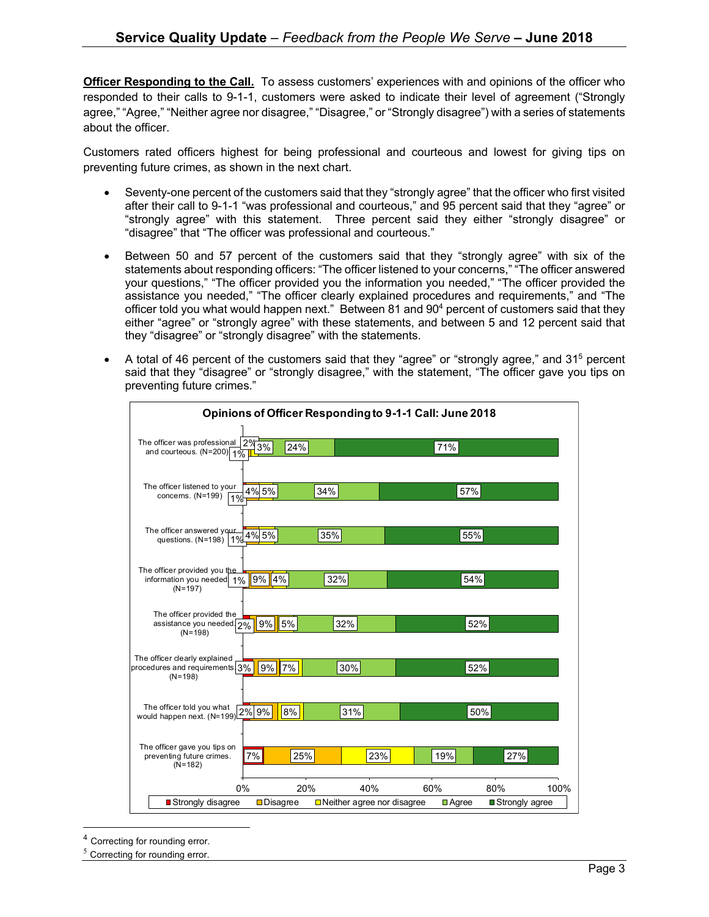**Officer Responding to the Call.** To assess customers' experiences with and opinions of the officer who responded to their calls to 9-1-1, customers were asked to indicate their level of agreement ("Strongly agree," "Agree," "Neither agree nor disagree," "Disagree," or "Strongly disagree") with a series of statements about the officer.

Customers rated officers highest for being professional and courteous and lowest for giving tips on preventing future crimes, as shown in the next chart.

- Seventy-one percent of the customers said that they "strongly agree" that the officer who first visited after their call to 9-1-1 "was professional and courteous," and 95 percent said that they "agree" or "strongly agree" with this statement. Three percent said they either "strongly disagree" or "disagree" that "The officer was professional and courteous."
- Between 50 and 57 percent of the customers said that they "strongly agree" with six of the statements about responding officers: "The officer listened to your concerns," "The officer answered your questions," "The officer provided you the information you needed," "The officer provided the assistance you needed," "The officer clearly explained procedures and requirements," and "The officer told you what would happen next." Between 81 and 90[4] percent of customers said that they either "agree" or "strongly agree" with these statements, and between 5 and 12 percent said that they "disagree" or "strongly disagree" with the statements.
- A total of 46 percent of the customers said that they "agree" or "strongly agree," and 31[5] percent said that they "disagree" or "strongly disagree," with the statement, "The officer gave you tips on preventing future crimes."

**Opinions of Officer Responding to 9-1-1 Call: June 2018**

| Statement | Strongly disagree | Disagree | Neither agree nor disagree | Agree | Strongly agree |
|---|---|---|---|---|---|
| The officer was professional and courteous. (N=200) | 1% | 2% | 3% | 24% | 71% |
| The officer listened to your concerns. (N=199) | 1% | 4% | 5% | 34% | 57% |
| The officer answered your questions. (N=198) | 1% | 4% | 5% | 35% | 55% |
| The officer provided you the information you needed (N=197) | 1% | 9% | 4% | 32% | 54% |
| The officer provided the assistance you needed (N=198) | 2% | 9% | 5% | 32% | 52% |
| The officer clearly explained procedures and requirements (N=198) | 3% | 9% | 7% | 30% | 52% |
| The officer told you what would happen next. (N=199) | 2% | 9% | 8% | 31% | 50% |
| The officer gave you tips on preventing future crimes. (N=182) | 7% | 25% | 23% | 19% | 27% |

[4] Correcting for rounding error.

[5] Correcting for rounding error.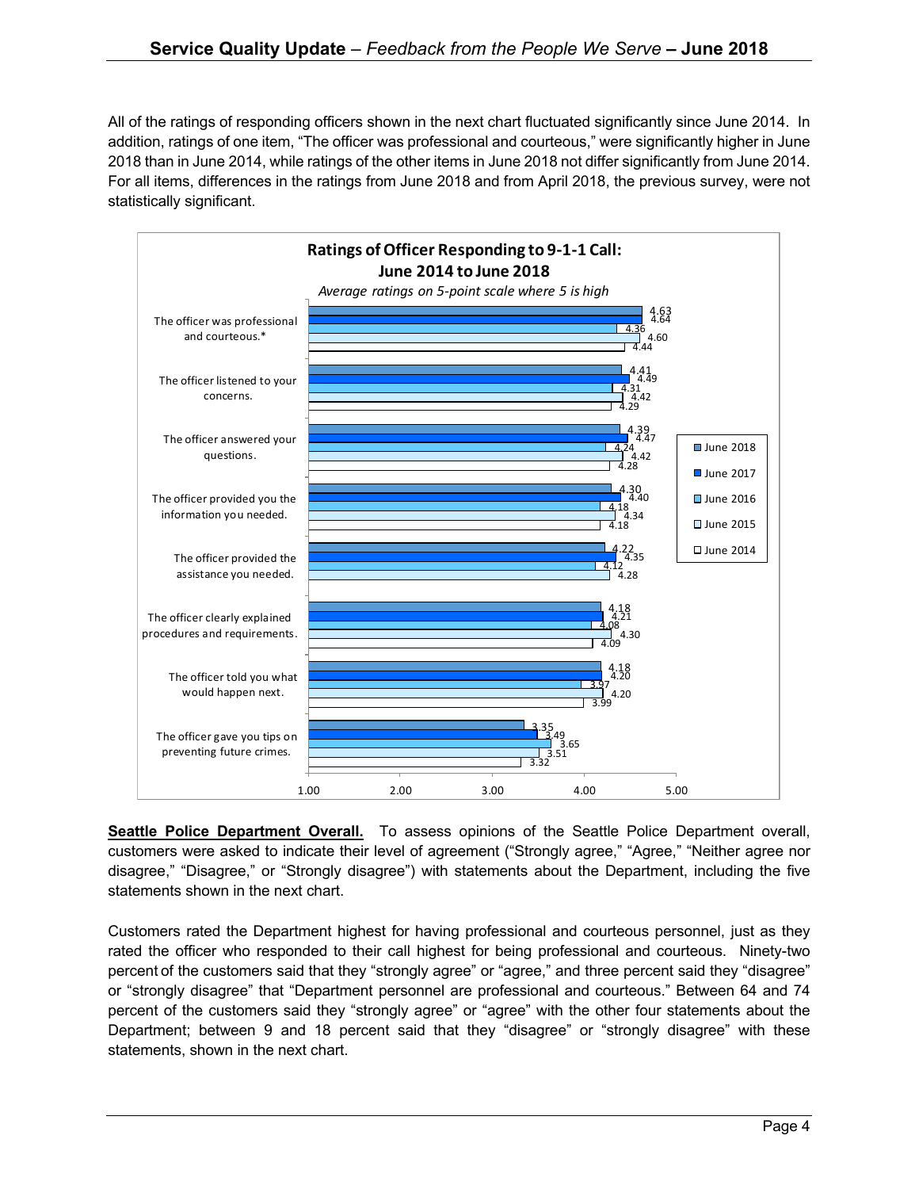All of the ratings of responding officers shown in the next chart fluctuated significantly since June 2014. In addition, ratings of one item, "The officer was professional and courteous," were significantly higher in June 2018 than in June 2014, while ratings of the other items in June 2018 not differ significantly from June 2014. For all items, differences in the ratings from June 2018 and from April 2018, the previous survey, were not statistically significant.

**Ratings of Officer Responding to 9-1-1 Call: June 2014 to June 2018**

*Average ratings on 5-point scale where 5 is high*

| Item | June 2018 | June 2017 | June 2016 | June 2015 | June 2014 |
|---|---|---|---|---|---|
| The officer was professional and courteous.* | 4.63 | 4.64 | 4.36 | 4.60 | 4.44 |
| The officer listened to your concerns. | 4.41 | 4.49 | 4.31 | 4.42 | 4.29 |
| The officer answered your questions. | 4.39 | 4.47 | 4.24 | 4.42 | 4.28 |
| The officer provided you the information you needed. | 4.30 | 4.40 | 4.18 | 4.34 | 4.18 |
| The officer provided the assistance you needed. | 4.22 | 4.35 | 4.12 | 4.28 | |
| The officer clearly explained procedures and requirements. | 4.18 | 4.21 | 4.08 | 4.30 | 4.09 |
| The officer told you what would happen next. | 4.18 | 4.20 | 3.97 | 4.20 | 3.99 |
| The officer gave you tips on preventing future crimes. | 3.35 | 3.49 | 3.65 | 3.51 | 3.32 |

**Seattle Police Department Overall.** To assess opinions of the Seattle Police Department overall, customers were asked to indicate their level of agreement ("Strongly agree," "Agree," "Neither agree nor disagree," "Disagree," or "Strongly disagree") with statements about the Department, including the five statements shown in the next chart.

Customers rated the Department highest for having professional and courteous personnel, just as they rated the officer who responded to their call highest for being professional and courteous. Ninety-two percent of the customers said that they "strongly agree" or "agree," and three percent said they "disagree" or "strongly disagree" that "Department personnel are professional and courteous." Between 64 and 74 percent of the customers said they "strongly agree" or "agree" with the other four statements about the Department; between 9 and 18 percent said that they "disagree" or "strongly disagree" with these statements, shown in the next chart.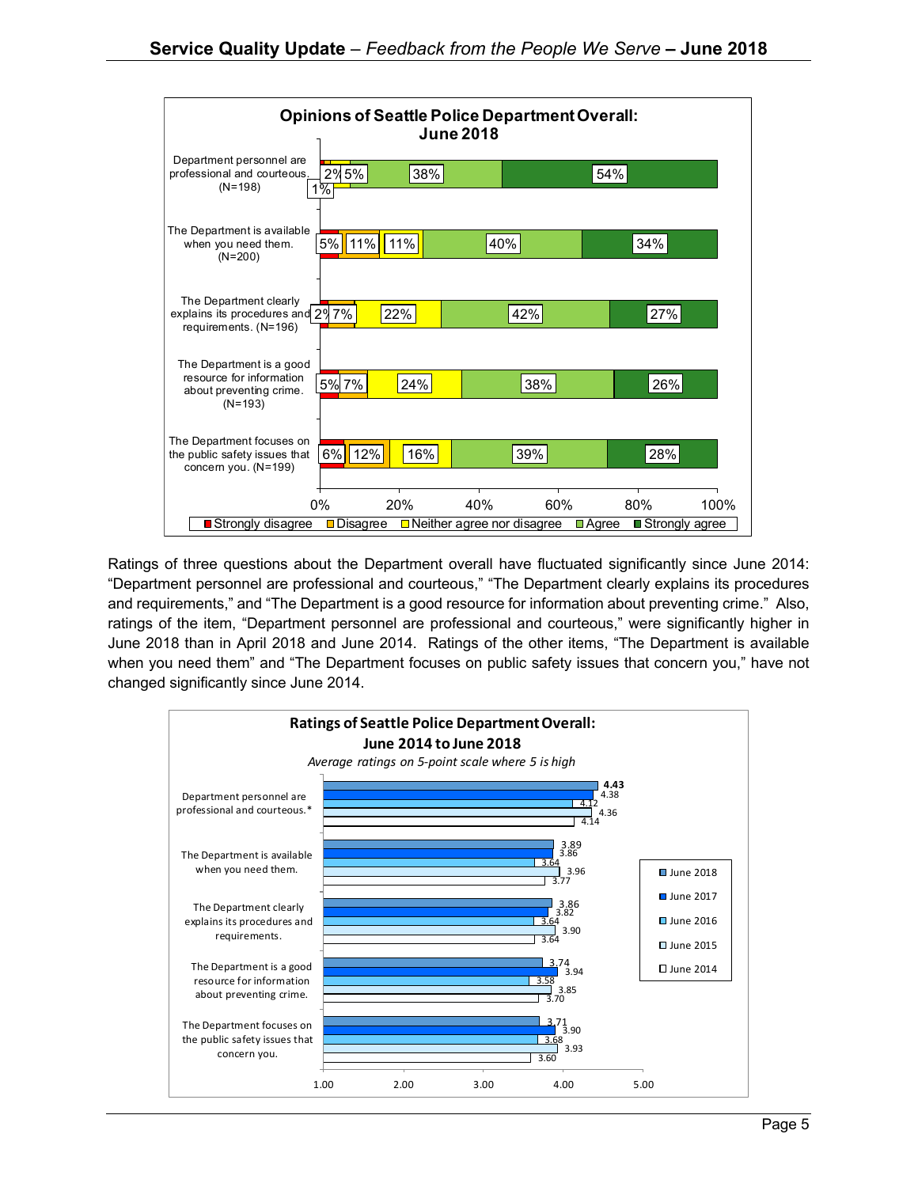**Opinions of Seattle Police Department Overall: June 2018**

| Item | Strongly disagree | Disagree | Neither agree nor disagree | Agree | Strongly agree |
|---|---|---|---|---|---|
| Department personnel are professional and courteous. (N=198) | 1% | 2% | 5% | 38% | 54% |
| The Department is available when you need them. (N=200) | 5% | 11% | 11% | 40% | 34% |
| The Department clearly explains its procedures and requirements. (N=196) | 2% | 7% | 22% | 42% | 27% |
| The Department is a good resource for information about preventing crime. (N=193) | 5% | 7% | 24% | 38% | 26% |
| The Department focuses on the public safety issues that concern you. (N=199) | 6% | 12% | 16% | 39% | 28% |

Ratings of three questions about the Department overall have fluctuated significantly since June 2014: "Department personnel are professional and courteous," "The Department clearly explains its procedures and requirements," and "The Department is a good resource for information about preventing crime." Also, ratings of the item, "Department personnel are professional and courteous," were significantly higher in June 2018 than in April 2018 and June 2014. Ratings of the other items, "The Department is available when you need them" and "The Department focuses on public safety issues that concern you," have not changed significantly since June 2014.

**Ratings of Seattle Police Department Overall: June 2014 to June 2018**

*Average ratings on 5-point scale where 5 is high*

| Item | June 2018 | June 2017 | June 2016 | June 2015 | June 2014 |
|---|---|---|---|---|---|
| Department personnel are professional and courteous.* | **4.43** | 4.38 | 4.12 | 4.36 | 4.14 |
| The Department is available when you need them. | 3.89 | 3.86 | 3.64 | 3.96 | 3.77 |
| The Department clearly explains its procedures and requirements. | 3.86 | 3.82 | 3.64 | 3.90 | 3.64 |
| The Department is a good resource for information about preventing crime. | 3.74 | 3.94 | 3.58 | 3.85 | 3.70 |
| The Department focuses on the public safety issues that concern you. | 3.71 | 3.90 | 3.68 | 3.93 | 3.60 |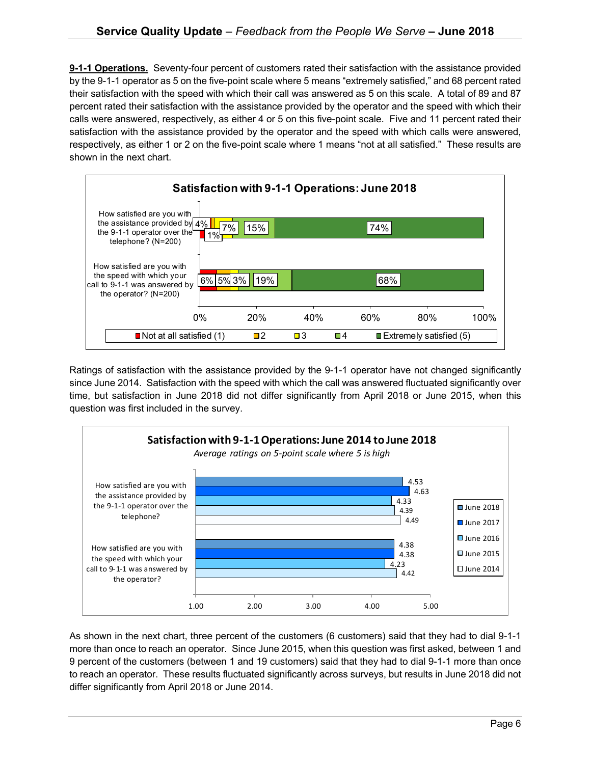**9-1-1 Operations.** Seventy-four percent of customers rated their satisfaction with the assistance provided by the 9-1-1 operator as 5 on the five-point scale where 5 means "extremely satisfied," and 68 percent rated their satisfaction with the speed with which their call was answered as 5 on this scale. A total of 89 and 87 percent rated their satisfaction with the assistance provided by the operator and the speed with which their calls were answered, respectively, as either 4 or 5 on this five-point scale. Five and 11 percent rated their satisfaction with the assistance provided by the operator and the speed with which calls were answered, respectively, as either 1 or 2 on the five-point scale where 1 means "not at all satisfied." These results are shown in the next chart.

**Satisfaction with 9-1-1 Operations: June 2018**

| Question | Not at all satisfied (1) | 2 | 3 | 4 | Extremely satisfied (5) |
|---|---|---|---|---|---|
| How satisfied are you with the assistance provided by the 9-1-1 operator over the telephone? (N=200) | 1% | 4% | 7% | 15% | 74% |
| How satisfied are you with the speed with which your call to 9-1-1 was answered by the operator? (N=200) | 6% | 5% | 3% | 19% | 68% |

Ratings of satisfaction with the assistance provided by the 9-1-1 operator have not changed significantly since June 2014. Satisfaction with the speed with which the call was answered fluctuated significantly over time, but satisfaction in June 2018 did not differ significantly from April 2018 or June 2015, when this question was first included in the survey.

**Satisfaction with 9-1-1 Operations: June 2014 to June 2018**

*Average ratings on 5-point scale where 5 is high*

| Question | June 2018 | June 2017 | June 2016 | June 2015 | June 2014 |
|---|---|---|---|---|---|
| How satisfied are you with the assistance provided by the 9-1-1 operator over the telephone? | 4.53 | 4.63 | 4.33 | 4.39 | 4.49 |
| How satisfied are you with the speed with which your call to 9-1-1 was answered by the operator? | 4.38 | 4.38 | 4.23 | 4.42 | |

As shown in the next chart, three percent of the customers (6 customers) said that they had to dial 9-1-1 more than once to reach an operator. Since June 2015, when this question was first asked, between 1 and 9 percent of the customers (between 1 and 19 customers) said that they had to dial 9-1-1 more than once to reach an operator. These results fluctuated significantly across surveys, but results in June 2018 did not differ significantly from April 2018 or June 2014.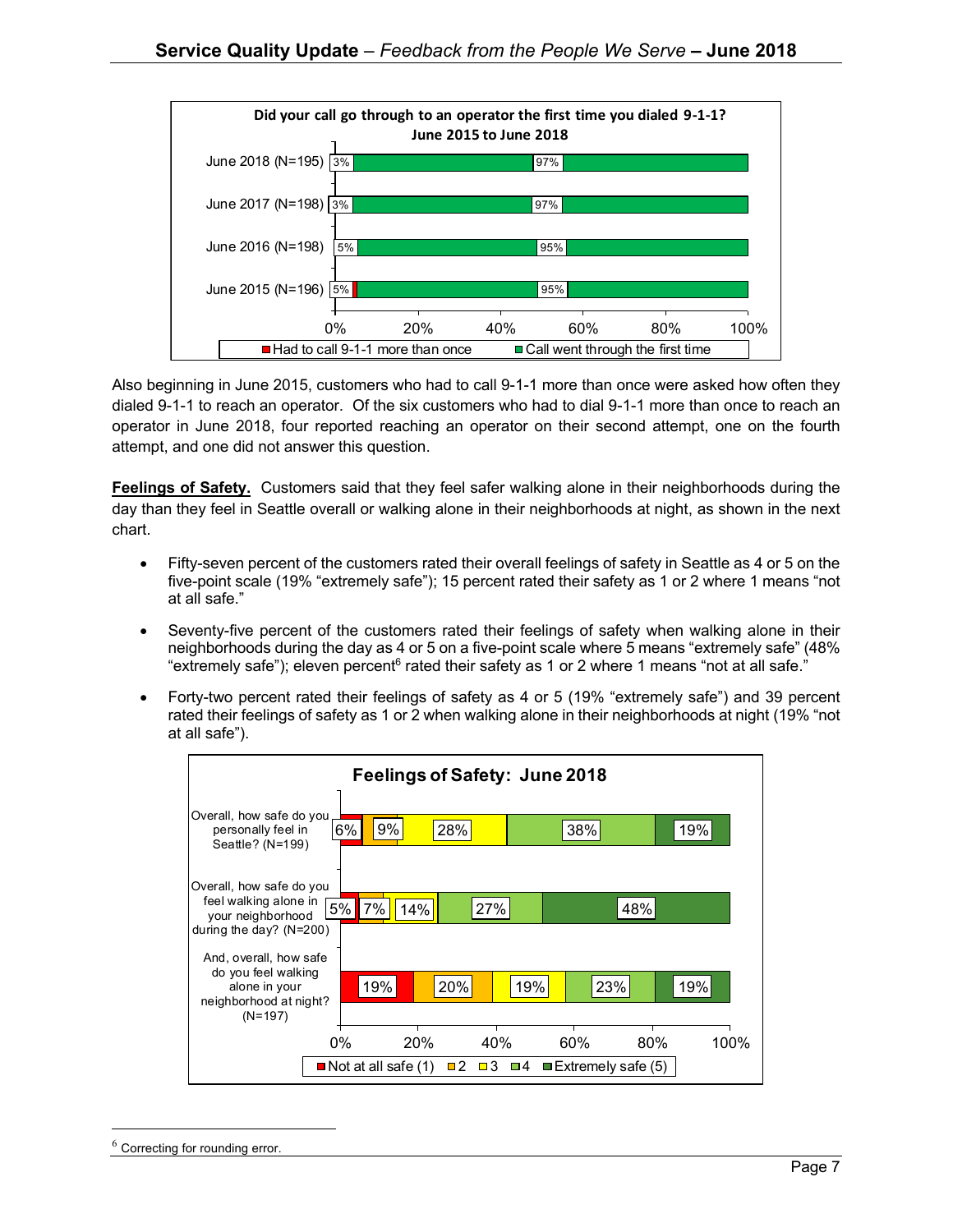**Did your call go through to an operator the first time you dialed 9-1-1? June 2015 to June 2018**

| | Had to call 9-1-1 more than once | Call went through the first time |
|---|---|---|
| June 2018 (N=195) | 3% | 97% |
| June 2017 (N=198) | 3% | 97% |
| June 2016 (N=198) | 5% | 95% |
| June 2015 (N=196) | 5% | 95% |

Also beginning in June 2015, customers who had to call 9-1-1 more than once were asked how often they dialed 9-1-1 to reach an operator. Of the six customers who had to dial 9-1-1 more than once to reach an operator in June 2018, four reported reaching an operator on their second attempt, one on the fourth attempt, and one did not answer this question.

**Feelings of Safety.** Customers said that they feel safer walking alone in their neighborhoods during the day than they feel in Seattle overall or walking alone in their neighborhoods at night, as shown in the next chart.

- Fifty-seven percent of the customers rated their overall feelings of safety in Seattle as 4 or 5 on the five-point scale (19% "extremely safe"); 15 percent rated their safety as 1 or 2 where 1 means "not at all safe."
- Seventy-five percent of the customers rated their feelings of safety when walking alone in their neighborhoods during the day as 4 or 5 on a five-point scale where 5 means "extremely safe" (48% "extremely safe"); eleven percent[6] rated their safety as 1 or 2 where 1 means "not at all safe."
- Forty-two percent rated their feelings of safety as 4 or 5 (19% "extremely safe") and 39 percent rated their feelings of safety as 1 or 2 when walking alone in their neighborhoods at night (19% "not at all safe").

**Feelings of Safety: June 2018**

| | Not at all safe (1) | 2 | 3 | 4 | Extremely safe (5) |
|---|---|---|---|---|---|
| Overall, how safe do you personally feel in Seattle? (N=199) | 6% | 9% | 28% | 38% | 19% |
| Overall, how safe do you feel walking alone in your neighborhood during the day? (N=200) | 5% | 7% | 14% | 27% | 48% |
| And, overall, how safe do you feel walking alone in your neighborhood at night? (N=197) | 19% | 20% | 19% | 23% | 19% |

[6] Correcting for rounding error.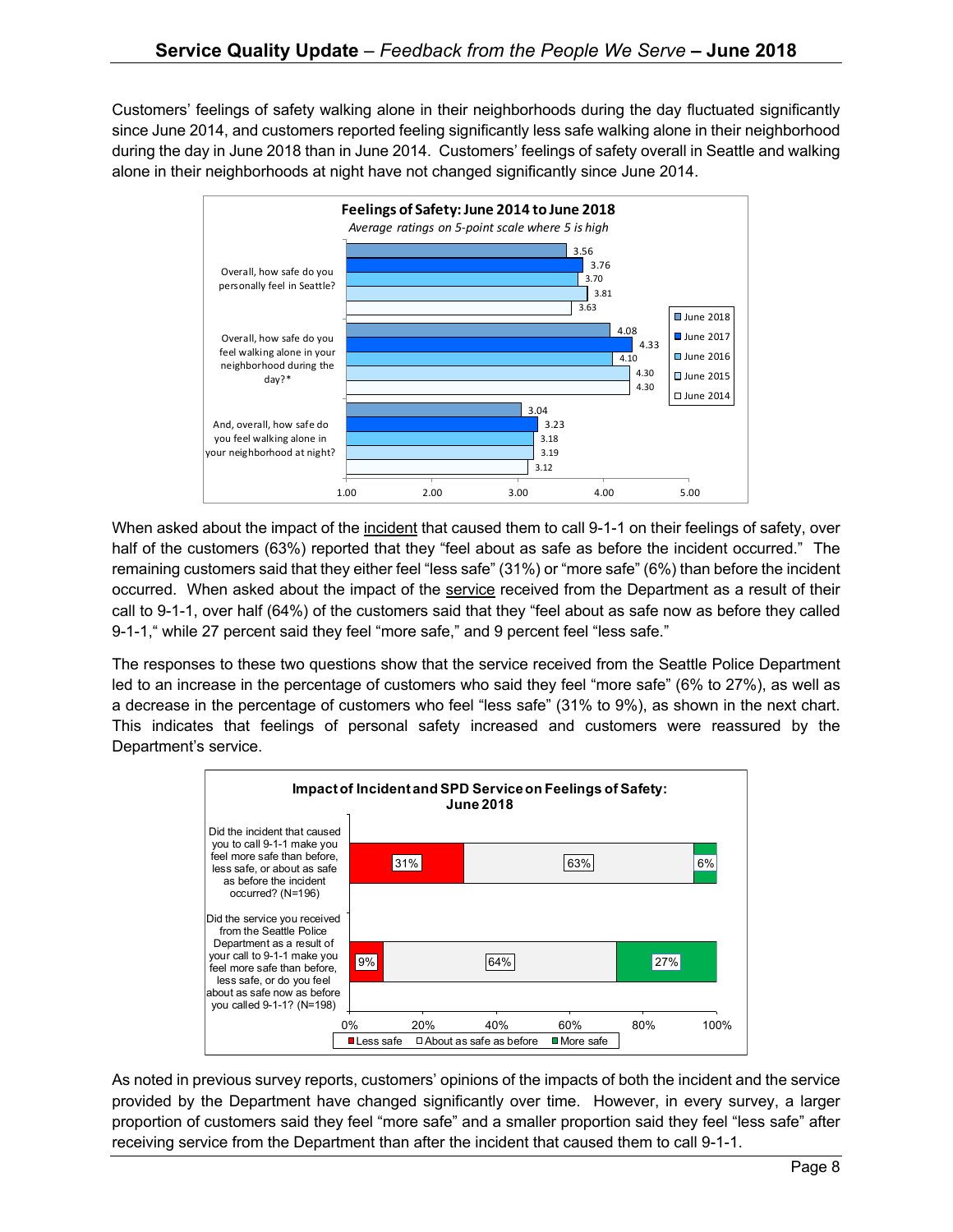Customers' feelings of safety walking alone in their neighborhoods during the day fluctuated significantly since June 2014, and customers reported feeling significantly less safe walking alone in their neighborhood during the day in June 2018 than in June 2014. Customers' feelings of safety overall in Seattle and walking alone in their neighborhoods at night have not changed significantly since June 2014.

**Feelings of Safety: June 2014 to June 2018**

*Average ratings on 5-point scale where 5 is high*

| | June 2018 | June 2017 | June 2016 | June 2015 | June 2014 |
|---|---|---|---|---|---|
| Overall, how safe do you personally feel in Seattle? | 3.56 | 3.76 | 3.70 | 3.81 | 3.63 |
| Overall, how safe do you feel walking alone in your neighborhood during the day?* | 4.08 | 4.33 | 4.10 | 4.30 | 4.30 |
| And, overall, how safe do you feel walking alone in your neighborhood at night? | 3.04 | 3.23 | 3.18 | 3.19 | 3.12 |

When asked about the impact of the incident that caused them to call 9-1-1 on their feelings of safety, over half of the customers (63%) reported that they "feel about as safe as before the incident occurred." The remaining customers said that they either feel "less safe" (31%) or "more safe" (6%) than before the incident occurred. When asked about the impact of the service received from the Department as a result of their call to 9-1-1, over half (64%) of the customers said that they "feel about as safe now as before they called 9-1-1," while 27 percent said they feel "more safe," and 9 percent feel "less safe."

The responses to these two questions show that the service received from the Seattle Police Department led to an increase in the percentage of customers who said they feel "more safe" (6% to 27%), as well as a decrease in the percentage of customers who feel "less safe" (31% to 9%), as shown in the next chart. This indicates that feelings of personal safety increased and customers were reassured by the Department's service.

**Impact of Incident and SPD Service on Feelings of Safety: June 2018**

| | Less safe | About as safe as before | More safe |
|---|---|---|---|
| Did the incident that caused you to call 9-1-1 make you feel more safe than before, less safe, or about as safe as before the incident occurred? (N=196) | 31% | 63% | 6% |
| Did the service you received from the Seattle Police Department as a result of your call to 9-1-1 make you feel more safe than before, less safe, or do you feel about as safe now as before you called 9-1-1? (N=198) | 9% | 64% | 27% |

As noted in previous survey reports, customers' opinions of the impacts of both the incident and the service provided by the Department have changed significantly over time. However, in every survey, a larger proportion of customers said they feel "more safe" and a smaller proportion said they feel "less safe" after receiving service from the Department than after the incident that caused them to call 9-1-1.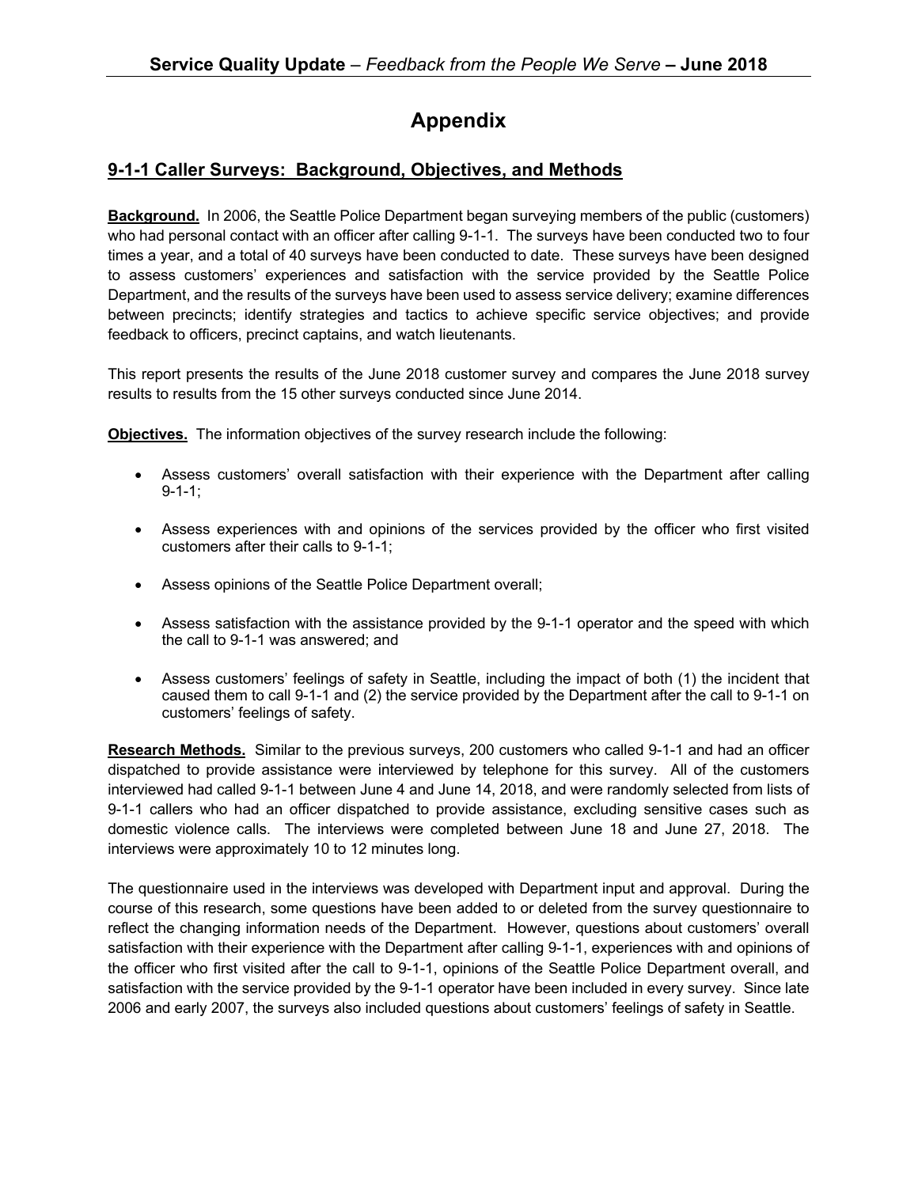# Appendix

## 9-1-1 Caller Surveys: Background, Objectives, and Methods

**Background.** In 2006, the Seattle Police Department began surveying members of the public (customers) who had personal contact with an officer after calling 9-1-1. The surveys have been conducted two to four times a year, and a total of 40 surveys have been conducted to date. These surveys have been designed to assess customers' experiences and satisfaction with the service provided by the Seattle Police Department, and the results of the surveys have been used to assess service delivery; examine differences between precincts; identify strategies and tactics to achieve specific service objectives; and provide feedback to officers, precinct captains, and watch lieutenants.

This report presents the results of the June 2018 customer survey and compares the June 2018 survey results to results from the 15 other surveys conducted since June 2014.

**Objectives.** The information objectives of the survey research include the following:

- Assess customers' overall satisfaction with their experience with the Department after calling 9-1-1;
- Assess experiences with and opinions of the services provided by the officer who first visited customers after their calls to 9-1-1;
- Assess opinions of the Seattle Police Department overall;
- Assess satisfaction with the assistance provided by the 9-1-1 operator and the speed with which the call to 9-1-1 was answered; and
- Assess customers' feelings of safety in Seattle, including the impact of both (1) the incident that caused them to call 9-1-1 and (2) the service provided by the Department after the call to 9-1-1 on customers' feelings of safety.

**Research Methods.** Similar to the previous surveys, 200 customers who called 9-1-1 and had an officer dispatched to provide assistance were interviewed by telephone for this survey. All of the customers interviewed had called 9-1-1 between June 4 and June 14, 2018, and were randomly selected from lists of 9-1-1 callers who had an officer dispatched to provide assistance, excluding sensitive cases such as domestic violence calls. The interviews were completed between June 18 and June 27, 2018. The interviews were approximately 10 to 12 minutes long.

The questionnaire used in the interviews was developed with Department input and approval. During the course of this research, some questions have been added to or deleted from the survey questionnaire to reflect the changing information needs of the Department. However, questions about customers' overall satisfaction with their experience with the Department after calling 9-1-1, experiences with and opinions of the officer who first visited after the call to 9-1-1, opinions of the Seattle Police Department overall, and satisfaction with the service provided by the 9-1-1 operator have been included in every survey. Since late 2006 and early 2007, the surveys also included questions about customers' feelings of safety in Seattle.